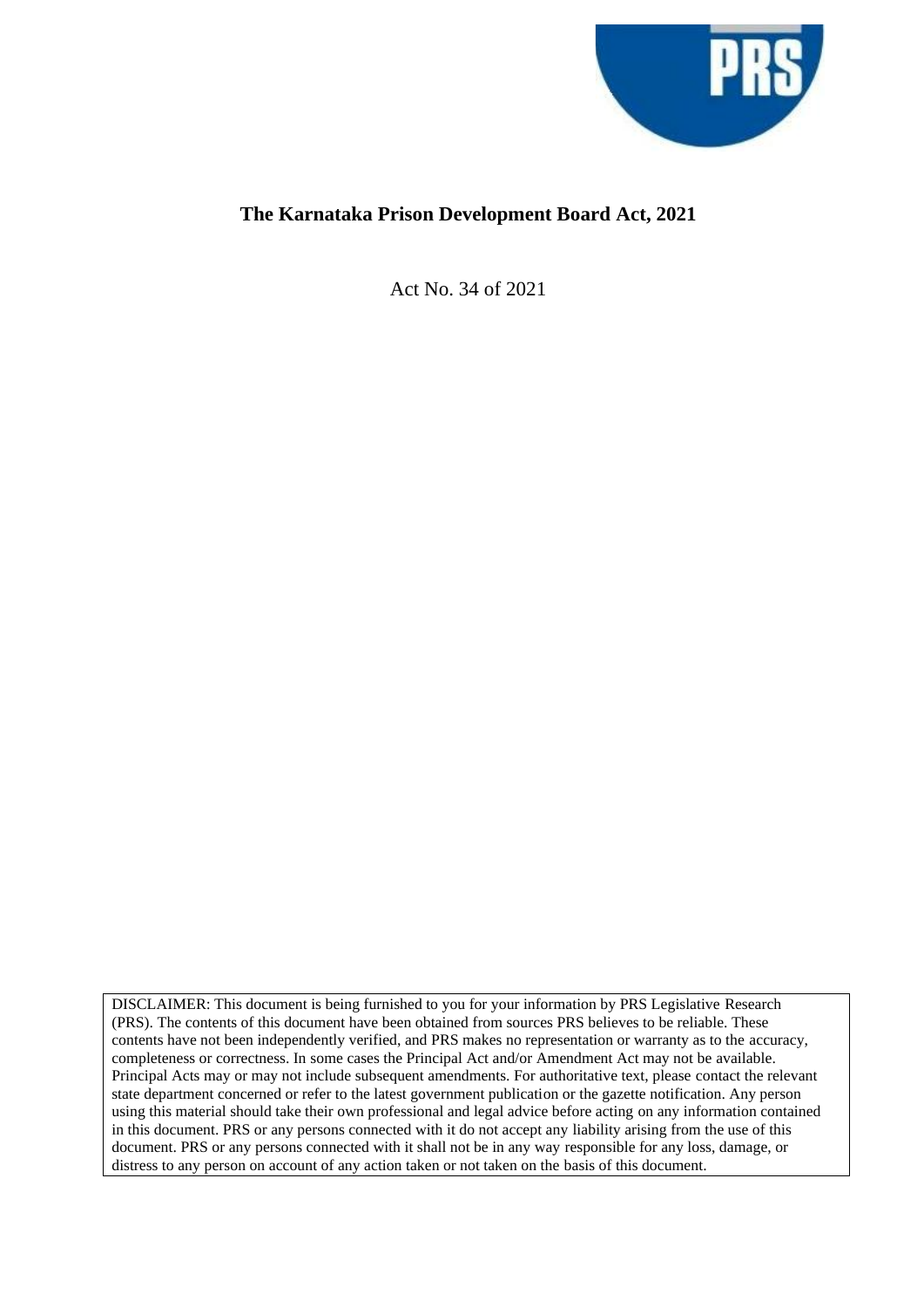# The Karnataka Prison Development Board Act, 2021

Act No. 34 of 2021

DISCLAIMER: This document is being furnished to you for your information by PRS Legislative Research (PRS). The contents of this document have been obtained from sources PRS believes to be reliable. These contents have not been independently verified, and PRS makes no representation or warranty as to the accuracy, completeness or correctness. In some cases the Principal Act and/or Amendment Act may not be available. Principal Acts may or may not include subsequent amendments. For authoritative text, please contact the relevant state department concerned or refer to the latest government publication or the gazette notification. Any person using this material should take their own professional and legal advice before acting on any information contained in this document. PRS or any persons connected with it do not accept any liability arising from the use of this document. PRS or any persons connected with it shall not be in any way responsible for any loss, damage, or distress to any person on account of any action taken or not taken on the basis of this document.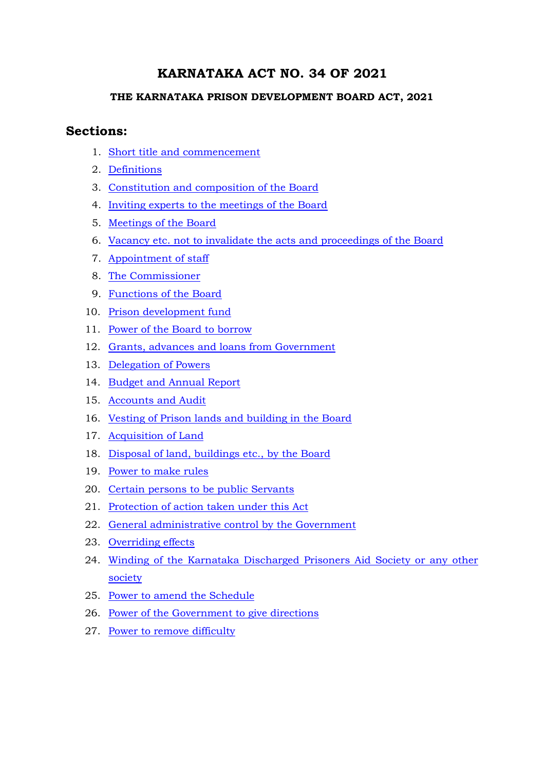# KARNATAKA ACT NO. 34 OF 2021

### THE KARNATAKA PRISON DEVELOPMENT BOARD ACT, 2021

## Sections:

1. Short title and commencement
2. Definitions
3. Constitution and composition of the Board
4. Inviting experts to the meetings of the Board
5. Meetings of the Board
6. Vacancy etc. not to invalidate the acts and proceedings of the Board
7. Appointment of staff
8. The Commissioner
9. Functions of the Board
10. Prison development fund
11. Power of the Board to borrow
12. Grants, advances and loans from Government
13. Delegation of Powers
14. Budget and Annual Report
15. Accounts and Audit
16. Vesting of Prison lands and building in the Board
17. Acquisition of Land
18. Disposal of land, buildings etc., by the Board
19. Power to make rules
20. Certain persons to be public Servants
21. Protection of action taken under this Act
22. General administrative control by the Government
23. Overriding effects
24. Winding of the Karnataka Discharged Prisoners Aid Society or any other society
25. Power to amend the Schedule
26. Power of the Government to give directions
27. Power to remove difficulty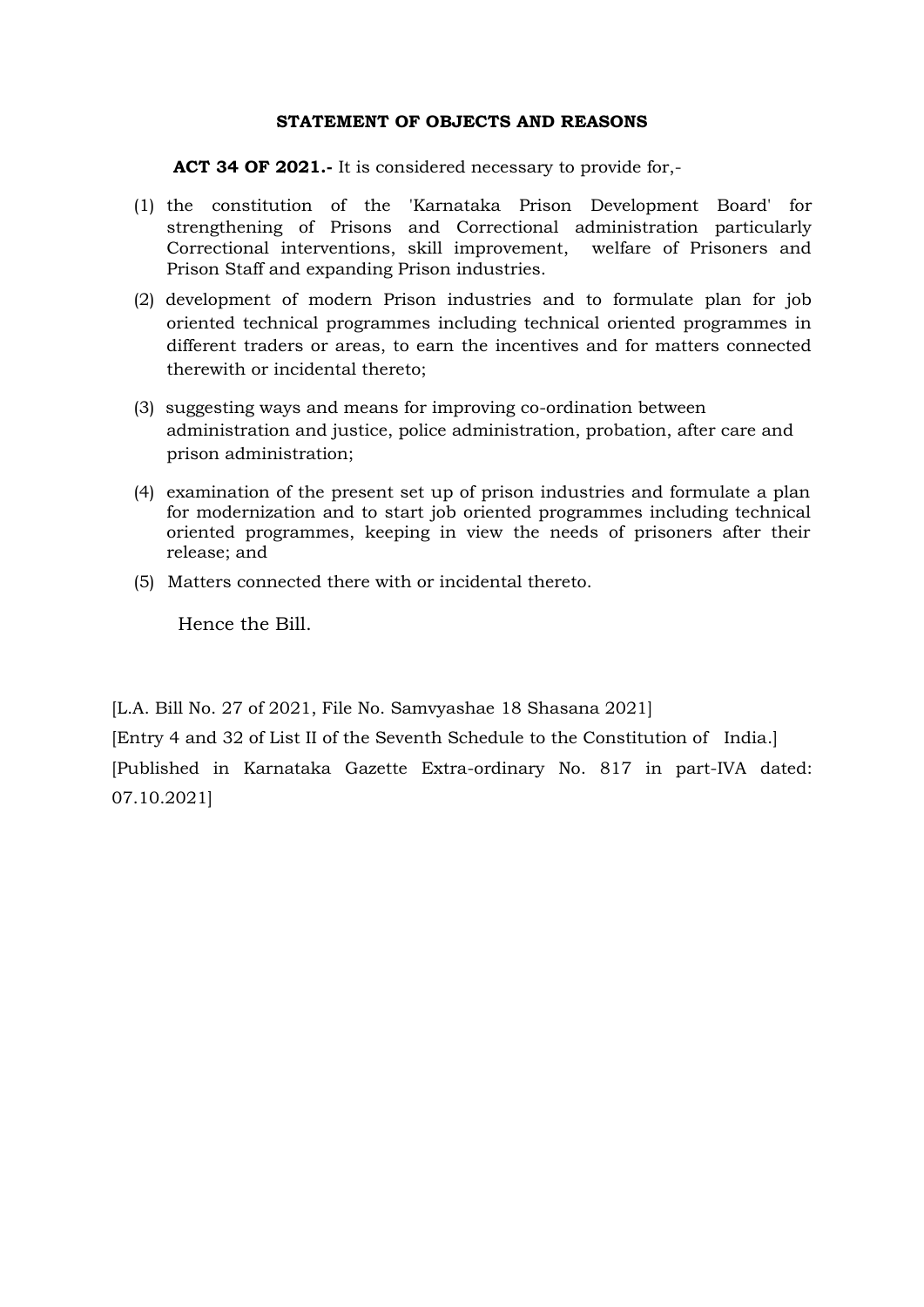**STATEMENT OF OBJECTS AND REASONS**

**ACT 34 OF 2021.-** It is considered necessary to provide for,-

(1) the constitution of the 'Karnataka Prison Development Board' for strengthening of Prisons and Correctional administration particularly Correctional interventions, skill improvement, welfare of Prisoners and Prison Staff and expanding Prison industries.

(2) development of modern Prison industries and to formulate plan for job oriented technical programmes including technical oriented programmes in different traders or areas, to earn the incentives and for matters connected therewith or incidental thereto;

(3) suggesting ways and means for improving co-ordination between administration and justice, police administration, probation, after care and prison administration;

(4) examination of the present set up of prison industries and formulate a plan for modernization and to start job oriented programmes including technical oriented programmes, keeping in view the needs of prisoners after their release; and

(5) Matters connected there with or incidental thereto.

Hence the Bill.

[L.A. Bill No. 27 of 2021, File No. Samvyashae 18 Shasana 2021]

[Entry 4 and 32 of List II of the Seventh Schedule to the Constitution of India.]

[Published in Karnataka Gazette Extra-ordinary No. 817 in part-IVA dated: 07.10.2021]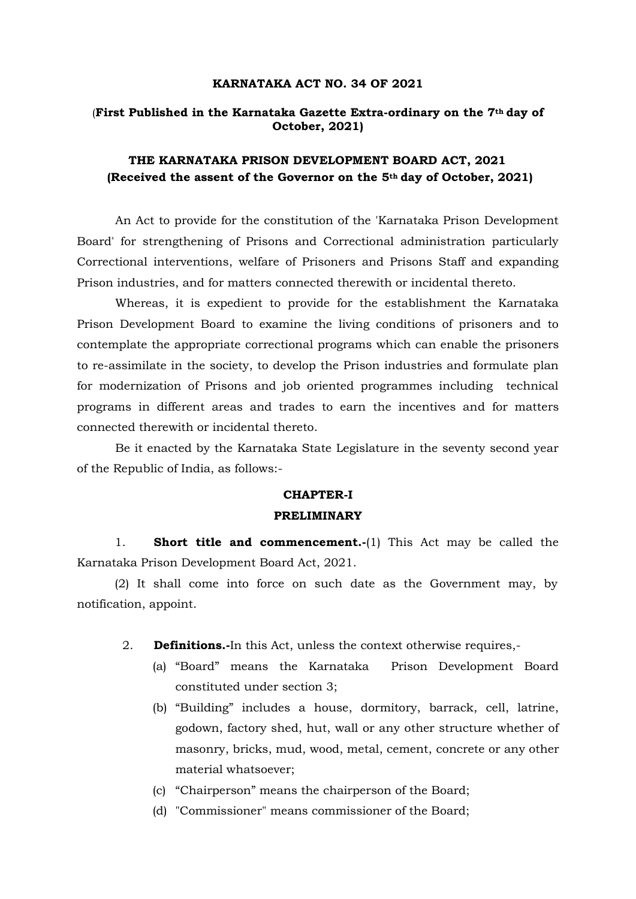**KARNATAKA ACT NO. 34 OF 2021**

**(First Published in the Karnataka Gazette Extra-ordinary on the 7th day of October, 2021)**

## THE KARNATAKA PRISON DEVELOPMENT BOARD ACT, 2021

**(Received the assent of the Governor on the 5th day of October, 2021)**

An Act to provide for the constitution of the 'Karnataka Prison Development Board' for strengthening of Prisons and Correctional administration particularly Correctional interventions, welfare of Prisoners and Prisons Staff and expanding Prison industries, and for matters connected therewith or incidental thereto.

Whereas, it is expedient to provide for the establishment the Karnataka Prison Development Board to examine the living conditions of prisoners and to contemplate the appropriate correctional programs which can enable the prisoners to re-assimilate in the society, to develop the Prison industries and formulate plan for modernization of Prisons and job oriented programmes including technical programs in different areas and trades to earn the incentives and for matters connected therewith or incidental thereto.

Be it enacted by the Karnataka State Legislature in the seventy second year of the Republic of India, as follows:-

### CHAPTER-I

### PRELIMINARY

1. **Short title and commencement.-**(1) This Act may be called the Karnataka Prison Development Board Act, 2021.

(2) It shall come into force on such date as the Government may, by notification, appoint.

2. **Definitions.-**In this Act, unless the context otherwise requires,-

   (a) "Board" means the Karnataka Prison Development Board constituted under section 3;

   (b) "Building" includes a house, dormitory, barrack, cell, latrine, godown, factory shed, hut, wall or any other structure whether of masonry, bricks, mud, wood, metal, cement, concrete or any other material whatsoever;

   (c) "Chairperson" means the chairperson of the Board;

   (d) "Commissioner" means commissioner of the Board;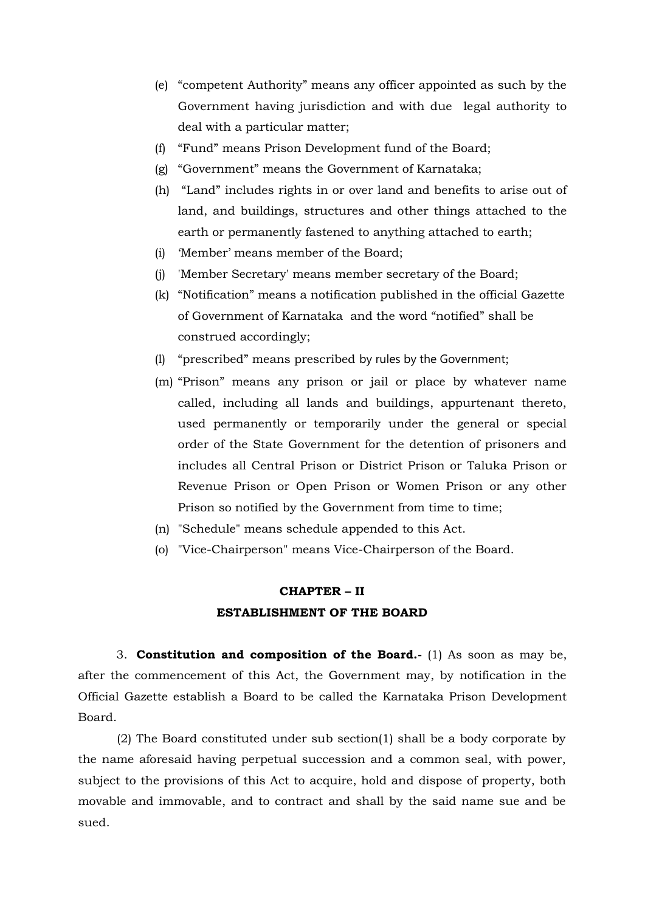(e) "competent Authority" means any officer appointed as such by the Government having jurisdiction and with due legal authority to deal with a particular matter;

(f) "Fund" means Prison Development fund of the Board;

(g) "Government" means the Government of Karnataka;

(h) "Land" includes rights in or over land and benefits to arise out of land, and buildings, structures and other things attached to the earth or permanently fastened to anything attached to earth;

(i) 'Member' means member of the Board;

(j) 'Member Secretary' means member secretary of the Board;

(k) "Notification" means a notification published in the official Gazette of Government of Karnataka and the word "notified" shall be construed accordingly;

(l) "prescribed" means prescribed by rules by the Government;

(m) "Prison" means any prison or jail or place by whatever name called, including all lands and buildings, appurtenant thereto, used permanently or temporarily under the general or special order of the State Government for the detention of prisoners and includes all Central Prison or District Prison or Taluka Prison or Revenue Prison or Open Prison or Women Prison or any other Prison so notified by the Government from time to time;

(n) "Schedule" means schedule appended to this Act.

(o) "Vice-Chairperson" means Vice-Chairperson of the Board.

## CHAPTER – II
## ESTABLISHMENT OF THE BOARD

3. **Constitution and composition of the Board.-** (1) As soon as may be, after the commencement of this Act, the Government may, by notification in the Official Gazette establish a Board to be called the Karnataka Prison Development Board.

(2) The Board constituted under sub section(1) shall be a body corporate by the name aforesaid having perpetual succession and a common seal, with power, subject to the provisions of this Act to acquire, hold and dispose of property, both movable and immovable, and to contract and shall by the said name sue and be sued.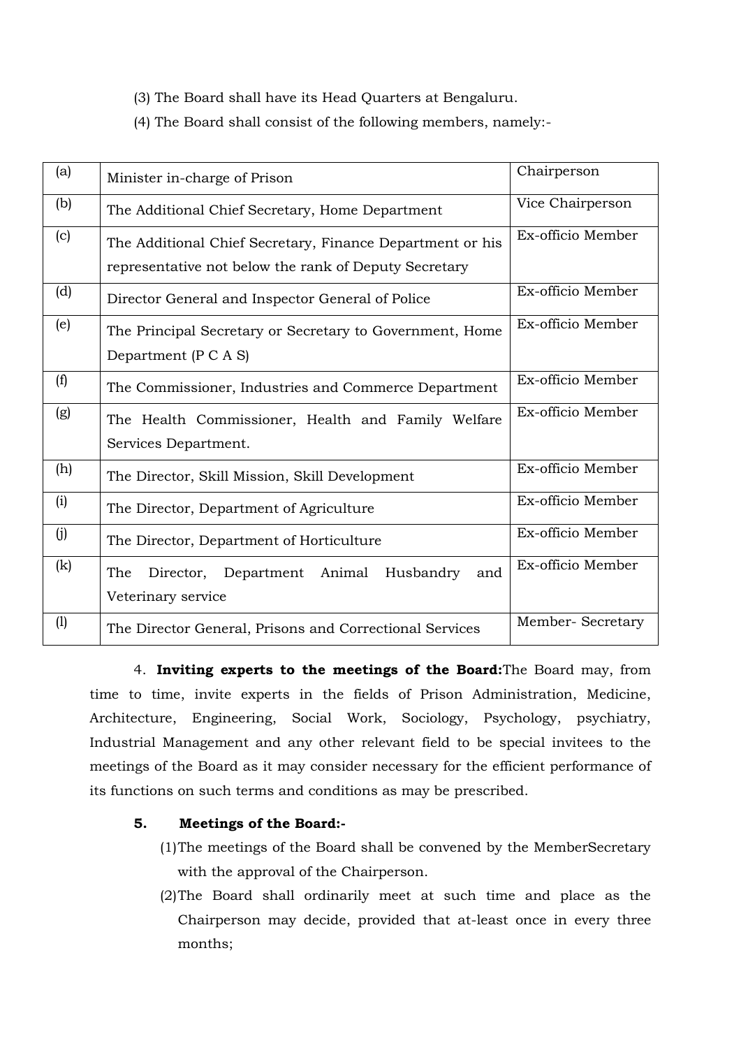(3) The Board shall have its Head Quarters at Bengaluru.

(4) The Board shall consist of the following members, namely:-

| | | |
|---|---|---|
| (a) | Minister in-charge of Prison | Chairperson |
| (b) | The Additional Chief Secretary, Home Department | Vice Chairperson |
| (c) | The Additional Chief Secretary, Finance Department or his representative not below the rank of Deputy Secretary | Ex-officio Member |
| (d) | Director General and Inspector General of Police | Ex-officio Member |
| (e) | The Principal Secretary or Secretary to Government, Home Department (P C A S) | Ex-officio Member |
| (f) | The Commissioner, Industries and Commerce Department | Ex-officio Member |
| (g) | The Health Commissioner, Health and Family Welfare Services Department. | Ex-officio Member |
| (h) | The Director, Skill Mission, Skill Development | Ex-officio Member |
| (i) | The Director, Department of Agriculture | Ex-officio Member |
| (j) | The Director, Department of Horticulture | Ex-officio Member |
| (k) | The Director, Department Animal Husbandry and Veterinary service | Ex-officio Member |
| (l) | The Director General, Prisons and Correctional Services | Member- Secretary |

4. **Inviting experts to the meetings of the Board:**The Board may, from time to time, invite experts in the fields of Prison Administration, Medicine, Architecture, Engineering, Social Work, Sociology, Psychology, psychiatry, Industrial Management and any other relevant field to be special invitees to the meetings of the Board as it may consider necessary for the efficient performance of its functions on such terms and conditions as may be prescribed.

**5. Meetings of the Board:-**

(1)The meetings of the Board shall be convened by the MemberSecretary with the approval of the Chairperson.

(2)The Board shall ordinarily meet at such time and place as the Chairperson may decide, provided that at-least once in every three months;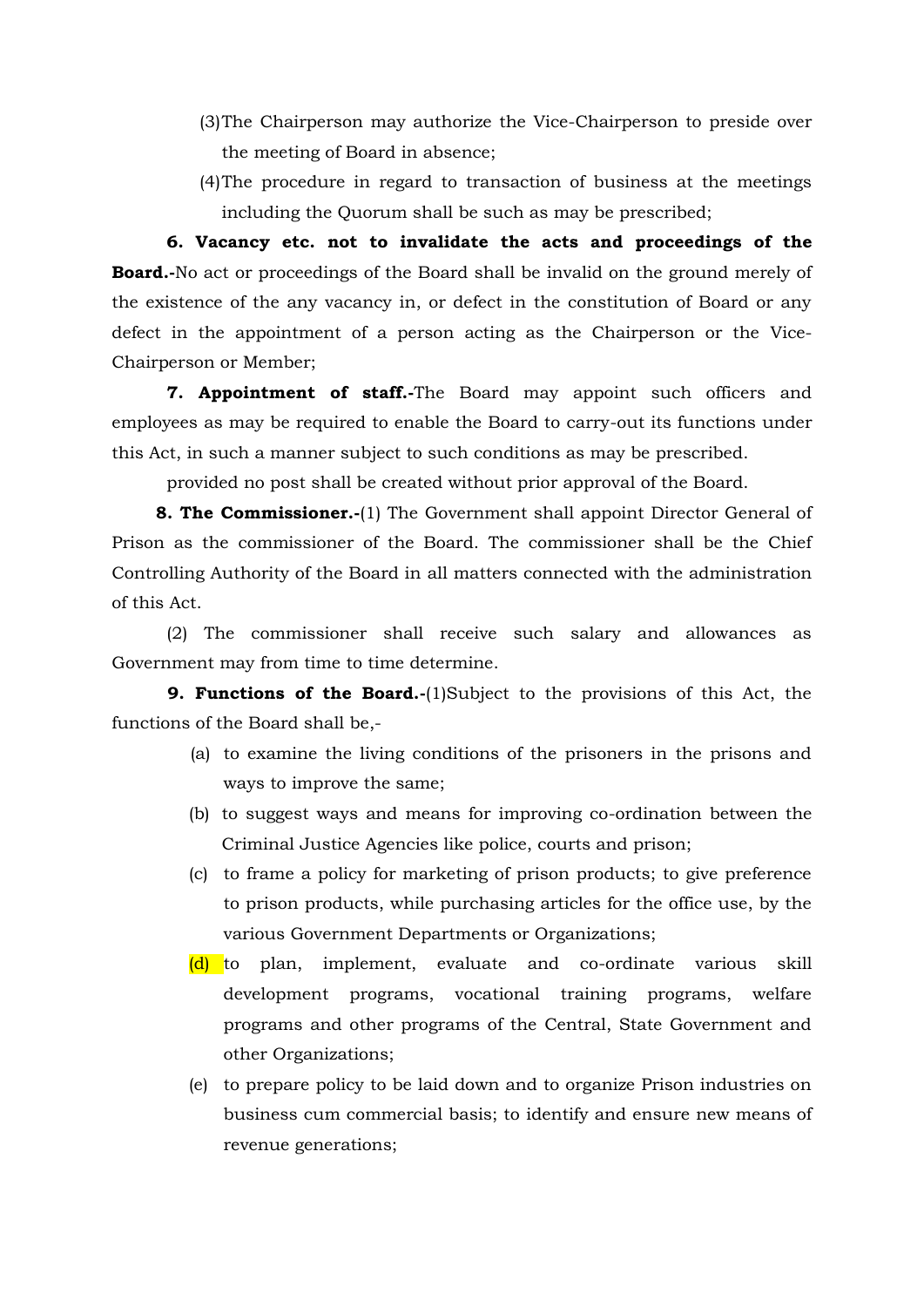(3) The Chairperson may authorize the Vice-Chairperson to preside over the meeting of Board in absence;

(4) The procedure in regard to transaction of business at the meetings including the Quorum shall be such as may be prescribed;

**6. Vacancy etc. not to invalidate the acts and proceedings of the Board.-**No act or proceedings of the Board shall be invalid on the ground merely of the existence of the any vacancy in, or defect in the constitution of Board or any defect in the appointment of a person acting as the Chairperson or the Vice-Chairperson or Member;

**7. Appointment of staff.-**The Board may appoint such officers and employees as may be required to enable the Board to carry-out its functions under this Act, in such a manner subject to such conditions as may be prescribed.

provided no post shall be created without prior approval of the Board.

**8. The Commissioner.-**(1) The Government shall appoint Director General of Prison as the commissioner of the Board. The commissioner shall be the Chief Controlling Authority of the Board in all matters connected with the administration of this Act.

(2) The commissioner shall receive such salary and allowances as Government may from time to time determine.

**9. Functions of the Board.-**(1)Subject to the provisions of this Act, the functions of the Board shall be,-

(a) to examine the living conditions of the prisoners in the prisons and ways to improve the same;

(b) to suggest ways and means for improving co-ordination between the Criminal Justice Agencies like police, courts and prison;

(c) to frame a policy for marketing of prison products; to give preference to prison products, while purchasing articles for the office use, by the various Government Departments or Organizations;

(d) to plan, implement, evaluate and co-ordinate various skill development programs, vocational training programs, welfare programs and other programs of the Central, State Government and other Organizations;

(e) to prepare policy to be laid down and to organize Prison industries on business cum commercial basis; to identify and ensure new means of revenue generations;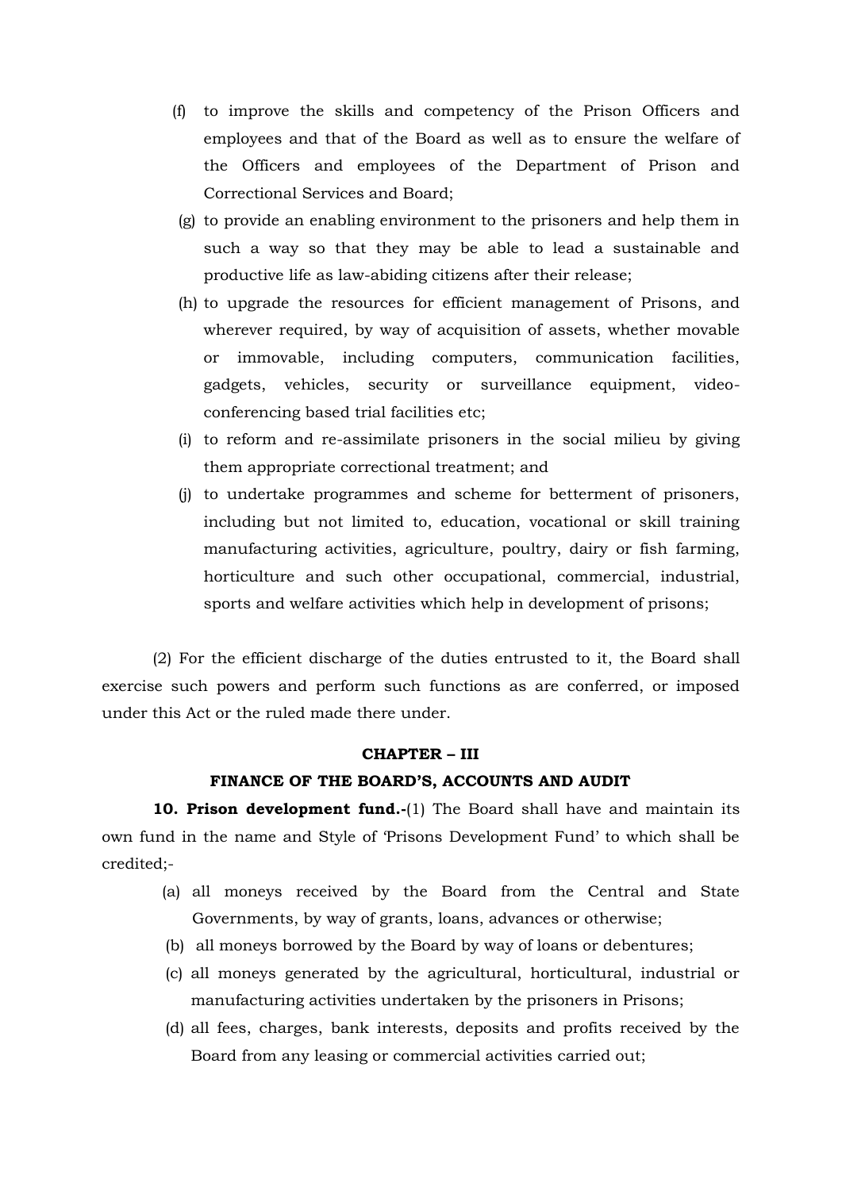(f) to improve the skills and competency of the Prison Officers and employees and that of the Board as well as to ensure the welfare of the Officers and employees of the Department of Prison and Correctional Services and Board;

(g) to provide an enabling environment to the prisoners and help them in such a way so that they may be able to lead a sustainable and productive life as law-abiding citizens after their release;

(h) to upgrade the resources for efficient management of Prisons, and wherever required, by way of acquisition of assets, whether movable or immovable, including computers, communication facilities, gadgets, vehicles, security or surveillance equipment, video-conferencing based trial facilities etc;

(i) to reform and re-assimilate prisoners in the social milieu by giving them appropriate correctional treatment; and

(j) to undertake programmes and scheme for betterment of prisoners, including but not limited to, education, vocational or skill training manufacturing activities, agriculture, poultry, dairy or fish farming, horticulture and such other occupational, commercial, industrial, sports and welfare activities which help in development of prisons;

(2) For the efficient discharge of the duties entrusted to it, the Board shall exercise such powers and perform such functions as are conferred, or imposed under this Act or the ruled made there under.

## CHAPTER – III

## FINANCE OF THE BOARD'S, ACCOUNTS AND AUDIT

**10. Prison development fund.-**(1) The Board shall have and maintain its own fund in the name and Style of 'Prisons Development Fund' to which shall be credited;-

(a) all moneys received by the Board from the Central and State Governments, by way of grants, loans, advances or otherwise;

(b) all moneys borrowed by the Board by way of loans or debentures;

(c) all moneys generated by the agricultural, horticultural, industrial or manufacturing activities undertaken by the prisoners in Prisons;

(d) all fees, charges, bank interests, deposits and profits received by the Board from any leasing or commercial activities carried out;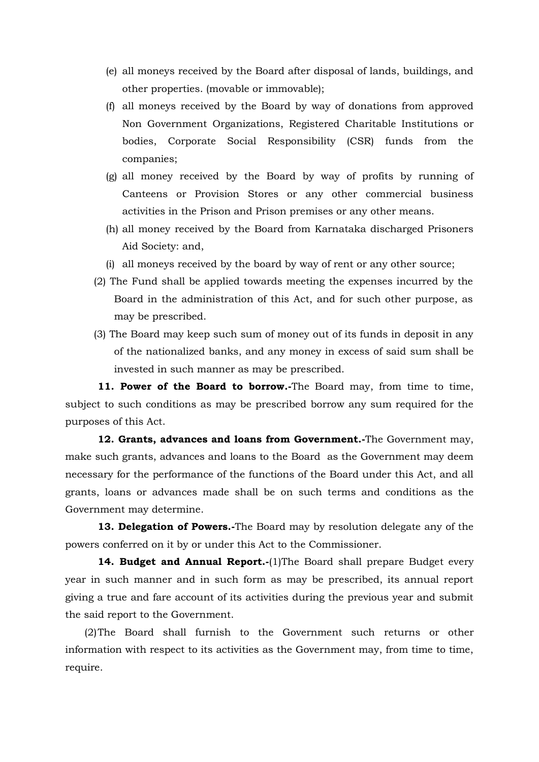(e) all moneys received by the Board after disposal of lands, buildings, and other properties. (movable or immovable);

(f) all moneys received by the Board by way of donations from approved Non Government Organizations, Registered Charitable Institutions or bodies, Corporate Social Responsibility (CSR) funds from the companies;

(g) all money received by the Board by way of profits by running of Canteens or Provision Stores or any other commercial business activities in the Prison and Prison premises or any other means.

(h) all money received by the Board from Karnataka discharged Prisoners Aid Society: and,

(i) all moneys received by the board by way of rent or any other source;

(2) The Fund shall be applied towards meeting the expenses incurred by the Board in the administration of this Act, and for such other purpose, as may be prescribed.

(3) The Board may keep such sum of money out of its funds in deposit in any of the nationalized banks, and any money in excess of said sum shall be invested in such manner as may be prescribed.

**11. Power of the Board to borrow.-**The Board may, from time to time, subject to such conditions as may be prescribed borrow any sum required for the purposes of this Act.

**12. Grants, advances and loans from Government.-**The Government may, make such grants, advances and loans to the Board as the Government may deem necessary for the performance of the functions of the Board under this Act, and all grants, loans or advances made shall be on such terms and conditions as the Government may determine.

**13. Delegation of Powers.-**The Board may by resolution delegate any of the powers conferred on it by or under this Act to the Commissioner.

**14. Budget and Annual Report.-**(1)The Board shall prepare Budget every year in such manner and in such form as may be prescribed, its annual report giving a true and fare account of its activities during the previous year and submit the said report to the Government.

(2)The Board shall furnish to the Government such returns or other information with respect to its activities as the Government may, from time to time, require.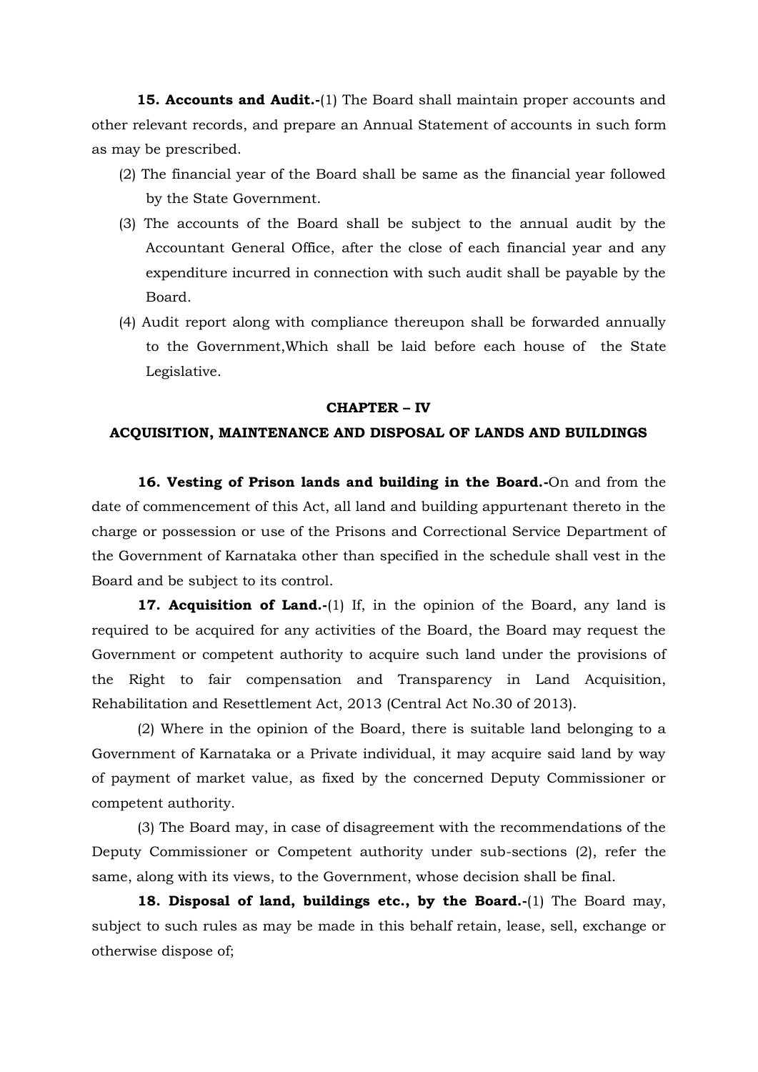**15. Accounts and Audit.-**(1) The Board shall maintain proper accounts and other relevant records, and prepare an Annual Statement of accounts in such form as may be prescribed.

(2) The financial year of the Board shall be same as the financial year followed by the State Government.

(3) The accounts of the Board shall be subject to the annual audit by the Accountant General Office, after the close of each financial year and any expenditure incurred in connection with such audit shall be payable by the Board.

(4) Audit report along with compliance thereupon shall be forwarded annually to the Government,Which shall be laid before each house of the State Legislative.

## CHAPTER – IV

## ACQUISITION, MAINTENANCE AND DISPOSAL OF LANDS AND BUILDINGS

**16. Vesting of Prison lands and building in the Board.-**On and from the date of commencement of this Act, all land and building appurtenant thereto in the charge or possession or use of the Prisons and Correctional Service Department of the Government of Karnataka other than specified in the schedule shall vest in the Board and be subject to its control.

**17. Acquisition of Land.-**(1) If, in the opinion of the Board, any land is required to be acquired for any activities of the Board, the Board may request the Government or competent authority to acquire such land under the provisions of the Right to fair compensation and Transparency in Land Acquisition, Rehabilitation and Resettlement Act, 2013 (Central Act No.30 of 2013).

(2) Where in the opinion of the Board, there is suitable land belonging to a Government of Karnataka or a Private individual, it may acquire said land by way of payment of market value, as fixed by the concerned Deputy Commissioner or competent authority.

(3) The Board may, in case of disagreement with the recommendations of the Deputy Commissioner or Competent authority under sub-sections (2), refer the same, along with its views, to the Government, whose decision shall be final.

**18. Disposal of land, buildings etc., by the Board.-**(1) The Board may, subject to such rules as may be made in this behalf retain, lease, sell, exchange or otherwise dispose of;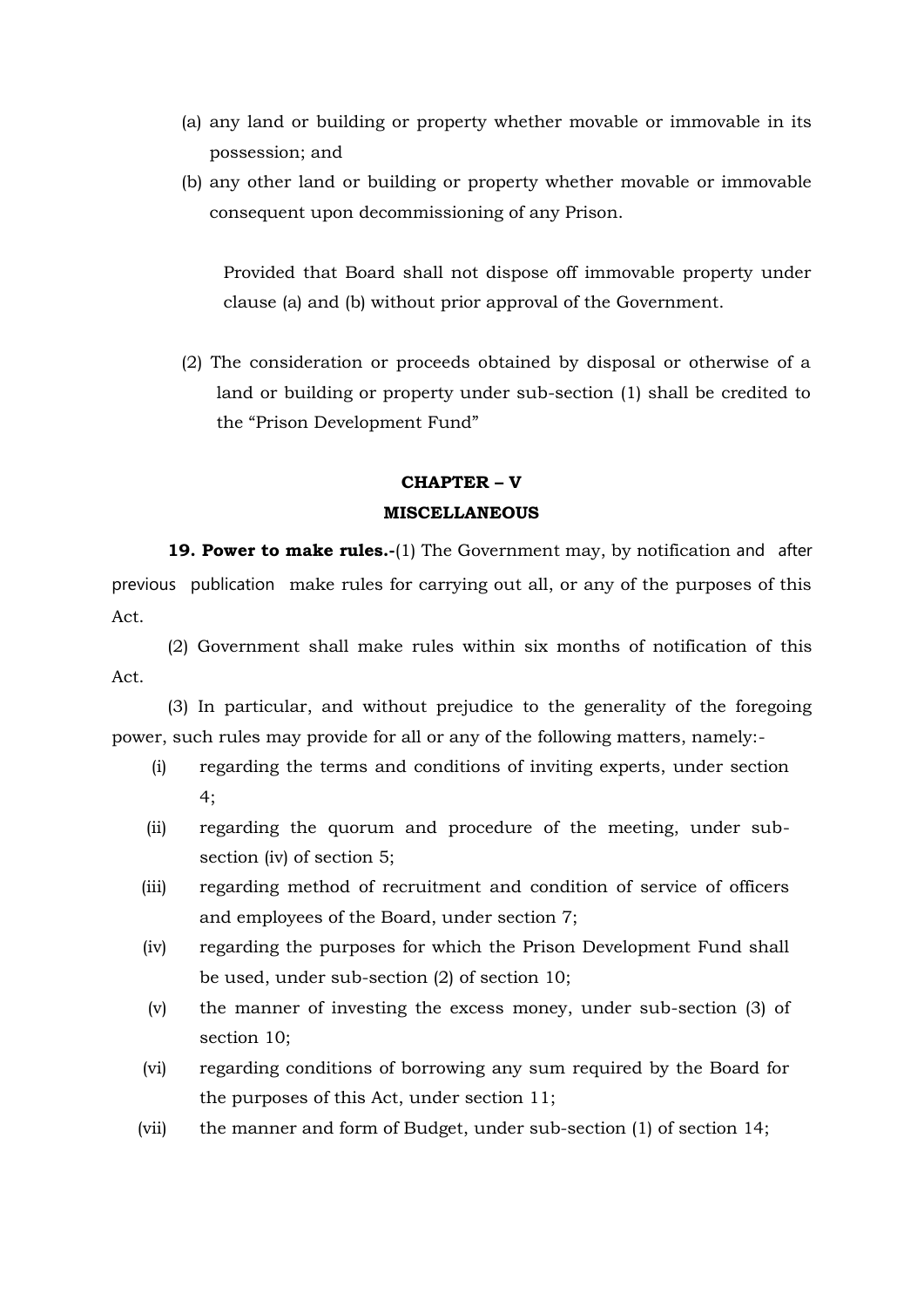(a) any land or building or property whether movable or immovable in its possession; and

(b) any other land or building or property whether movable or immovable consequent upon decommissioning of any Prison.

Provided that Board shall not dispose off immovable property under clause (a) and (b) without prior approval of the Government.

(2) The consideration or proceeds obtained by disposal or otherwise of a land or building or property under sub-section (1) shall be credited to the "Prison Development Fund"

## CHAPTER – V

## MISCELLANEOUS

**19. Power to make rules.-**(1) The Government may, by notification and after previous publication make rules for carrying out all, or any of the purposes of this Act.

(2) Government shall make rules within six months of notification of this Act.

(3) In particular, and without prejudice to the generality of the foregoing power, such rules may provide for all or any of the following matters, namely:-

(i) regarding the terms and conditions of inviting experts, under section 4;

(ii) regarding the quorum and procedure of the meeting, under sub-section (iv) of section 5;

(iii) regarding method of recruitment and condition of service of officers and employees of the Board, under section 7;

(iv) regarding the purposes for which the Prison Development Fund shall be used, under sub-section (2) of section 10;

(v) the manner of investing the excess money, under sub-section (3) of section 10;

(vi) regarding conditions of borrowing any sum required by the Board for the purposes of this Act, under section 11;

(vii) the manner and form of Budget, under sub-section (1) of section 14;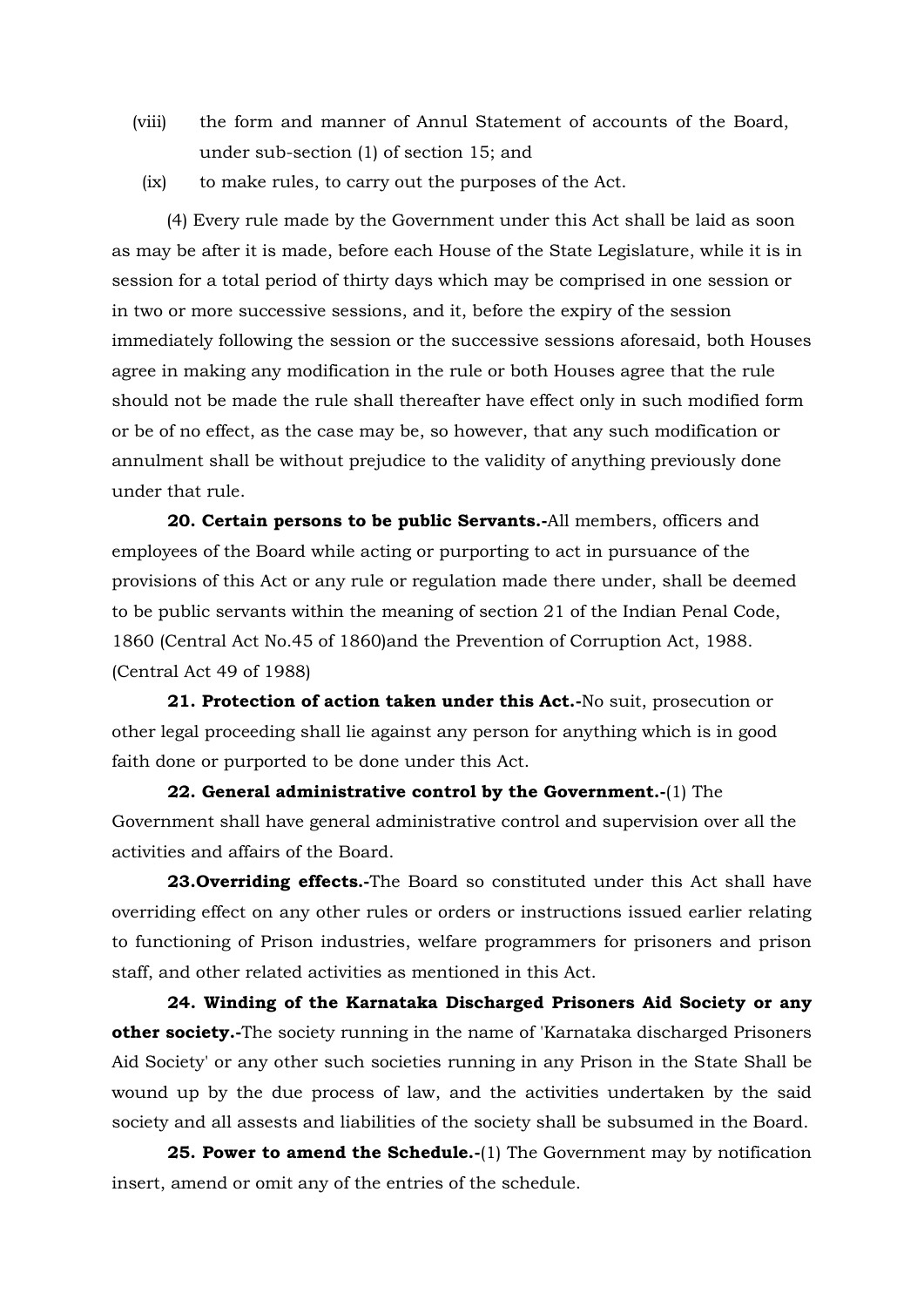(viii) the form and manner of Annul Statement of accounts of the Board, under sub-section (1) of section 15; and

(ix) to make rules, to carry out the purposes of the Act.

(4) Every rule made by the Government under this Act shall be laid as soon as may be after it is made, before each House of the State Legislature, while it is in session for a total period of thirty days which may be comprised in one session or in two or more successive sessions, and it, before the expiry of the session immediately following the session or the successive sessions aforesaid, both Houses agree in making any modification in the rule or both Houses agree that the rule should not be made the rule shall thereafter have effect only in such modified form or be of no effect, as the case may be, so however, that any such modification or annulment shall be without prejudice to the validity of anything previously done under that rule.

**20. Certain persons to be public Servants.-**All members, officers and employees of the Board while acting or purporting to act in pursuance of the provisions of this Act or any rule or regulation made there under, shall be deemed to be public servants within the meaning of section 21 of the Indian Penal Code, 1860 (Central Act No.45 of 1860)and the Prevention of Corruption Act, 1988. (Central Act 49 of 1988)

**21. Protection of action taken under this Act.-**No suit, prosecution or other legal proceeding shall lie against any person for anything which is in good faith done or purported to be done under this Act.

**22. General administrative control by the Government.-**(1) The Government shall have general administrative control and supervision over all the activities and affairs of the Board.

**23.Overriding effects.-**The Board so constituted under this Act shall have overriding effect on any other rules or orders or instructions issued earlier relating to functioning of Prison industries, welfare programmers for prisoners and prison staff, and other related activities as mentioned in this Act.

**24. Winding of the Karnataka Discharged Prisoners Aid Society or any other society.-**The society running in the name of 'Karnataka discharged Prisoners Aid Society' or any other such societies running in any Prison in the State Shall be wound up by the due process of law, and the activities undertaken by the said society and all assests and liabilities of the society shall be subsumed in the Board.

**25. Power to amend the Schedule.-**(1) The Government may by notification insert, amend or omit any of the entries of the schedule.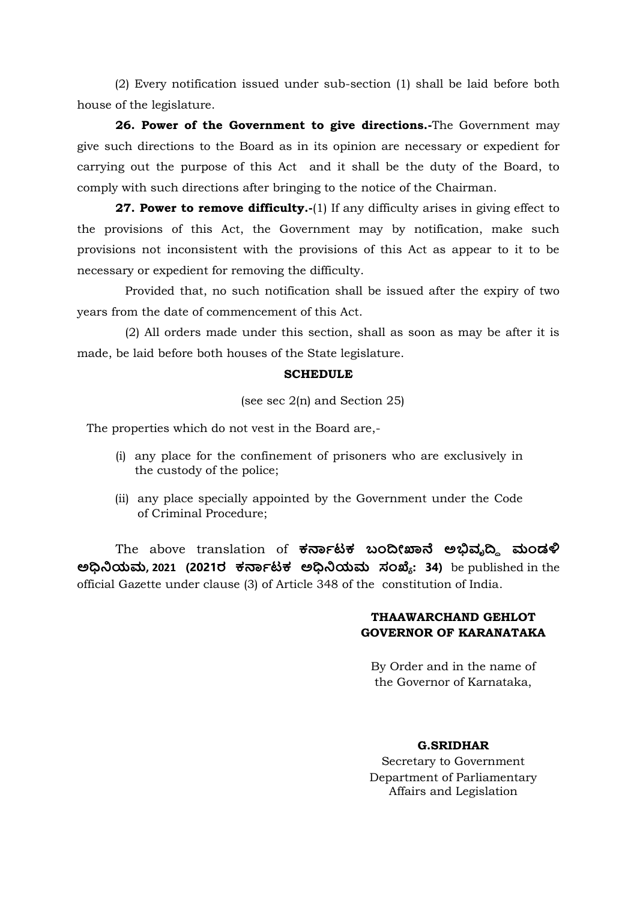(2) Every notification issued under sub-section (1) shall be laid before both house of the legislature.

**26. Power of the Government to give directions.-**The Government may give such directions to the Board as in its opinion are necessary or expedient for carrying out the purpose of this Act and it shall be the duty of the Board, to comply with such directions after bringing to the notice of the Chairman.

**27. Power to remove difficulty.-**(1) If any difficulty arises in giving effect to the provisions of this Act, the Government may by notification, make such provisions not inconsistent with the provisions of this Act as appear to it to be necessary or expedient for removing the difficulty.

Provided that, no such notification shall be issued after the expiry of two years from the date of commencement of this Act.

(2) All orders made under this section, shall as soon as may be after it is made, be laid before both houses of the State legislature.

**SCHEDULE**

(see sec 2(n) and Section 25)

The properties which do not vest in the Board are,-

(i) any place for the confinement of prisoners who are exclusively in the custody of the police;

(ii) any place specially appointed by the Government under the Code of Criminal Procedure;

The above translation of **ಕರ್ನಾಟಕ ಬಂದೀಖಾನೆ ಅಭಿವೃದ್ಧಿ ಮಂಡಳಿ ಅಧಿನಿಯಮ, 2021 (2021ರ ಕರ್ನಾಟಕ ಅಧಿನಿಯಮ ಸಂಖ್ಯೆ: 34)** be published in the official Gazette under clause (3) of Article 348 of the constitution of India.

**THAAWARCHAND GEHLOT**
**GOVERNOR OF KARANATAKA**

By Order and in the name of the Governor of Karnataka,

**G.SRIDHAR**
Secretary to Government
Department of Parliamentary Affairs and Legislation